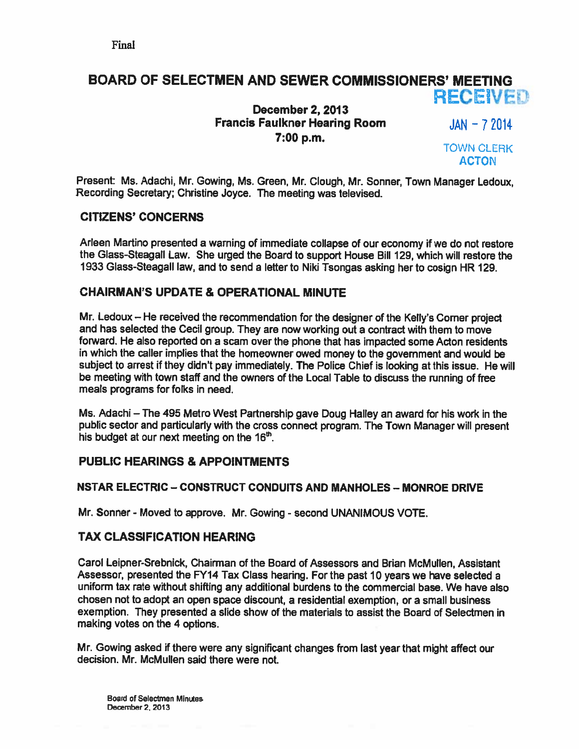Final

# BOARD OF SELECTMEN AND SEWER COMMISSIONERS' MEETING

RECEIVED

JAN - 7 2014

TOWN CLERK
ACTON

**December 2, 2013**
**Francis Faulkner Hearing Room**
**7:00 p.m.**

Present: Ms. Adachi, Mr. Gowing, Ms. Green, Mr. Clough, Mr. Sonner, Town Manager Ledoux, Recording Secretary; Christine Joyce. The meeting was televised.

## CITIZENS' CONCERNS

Arleen Martino presented a warning of immediate collapse of our economy if we do not restore the Glass-Steagall Law. She urged the Board to support House Bill 129, which will restore the 1933 Glass-Steagall law, and to send a letter to Niki Tsongas asking her to cosign HR 129.

## CHAIRMAN'S UPDATE & OPERATIONAL MINUTE

Mr. Ledoux – He received the recommendation for the designer of the Kelly's Corner project and has selected the Cecil group. They are now working out a contract with them to move forward. He also reported on a scam over the phone that has impacted some Acton residents in which the caller implies that the homeowner owed money to the government and would be subject to arrest if they didn't pay immediately. The Police Chief is looking at this issue. He will be meeting with town staff and the owners of the Local Table to discuss the running of free meals programs for folks in need.

Ms. Adachi – The 495 Metro West Partnership gave Doug Halley an award for his work in the public sector and particularly with the cross connect program. The Town Manager will present his budget at our next meeting on the 16th.

## PUBLIC HEARINGS & APPOINTMENTS

### NSTAR ELECTRIC – CONSTRUCT CONDUITS AND MANHOLES – MONROE DRIVE

Mr. Sonner - Moved to approve. Mr. Gowing - second UNANIMOUS VOTE.

## TAX CLASSIFICATION HEARING

Carol Leipner-Srebnick, Chairman of the Board of Assessors and Brian McMullen, Assistant Assessor, presented the FY14 Tax Class hearing. For the past 10 years we have selected a uniform tax rate without shifting any additional burdens to the commercial base. We have also chosen not to adopt an open space discount, a residential exemption, or a small business exemption. They presented a slide show of the materials to assist the Board of Selectmen in making votes on the 4 options.

Mr. Gowing asked if there were any significant changes from last year that might affect our decision. Mr. McMullen said there were not.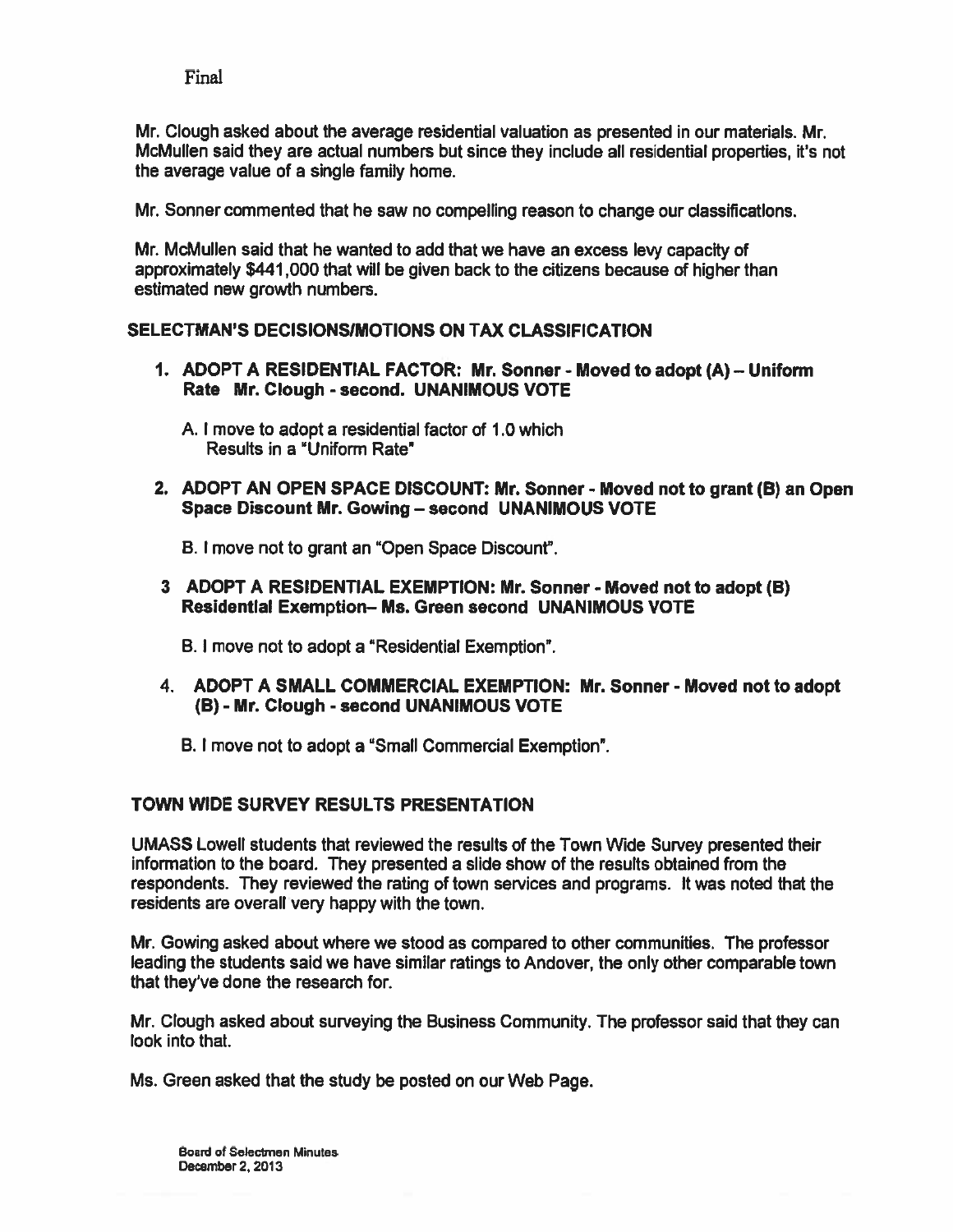Final

Mr. Clough asked about the average residential valuation as presented in our materials. Mr. McMullen said they are actual numbers but since they include all residential properties, it's not the average value of a single family home.

Mr. Sonner commented that he saw no compelling reason to change our classifications.

Mr. McMullen said that he wanted to add that we have an excess levy capacity of approximately $441,000 that will be given back to the citizens because of higher than estimated new growth numbers.

## SELECTMAN'S DECISIONS/MOTIONS ON TAX CLASSIFICATION

1. **ADOPT A RESIDENTIAL FACTOR: Mr. Sonner - Moved to adopt (A) – Uniform Rate Mr. Clough - second. UNANIMOUS VOTE**

   A. I move to adopt a residential factor of 1.0 which Results in a "Uniform Rate"

2. **ADOPT AN OPEN SPACE DISCOUNT: Mr. Sonner - Moved not to grant (B) an Open Space Discount Mr. Gowing – second UNANIMOUS VOTE**

   B. I move not to grant an "Open Space Discount".

3. **ADOPT A RESIDENTIAL EXEMPTION: Mr. Sonner - Moved not to adopt (B) Residential Exemption– Ms. Green second UNANIMOUS VOTE**

   B. I move not to adopt a "Residential Exemption".

4. **ADOPT A SMALL COMMERCIAL EXEMPTION: Mr. Sonner - Moved not to adopt (B) - Mr. Clough - second UNANIMOUS VOTE**

   B. I move not to adopt a "Small Commercial Exemption".

## TOWN WIDE SURVEY RESULTS PRESENTATION

UMASS Lowell students that reviewed the results of the Town Wide Survey presented their information to the board. They presented a slide show of the results obtained from the respondents. They reviewed the rating of town services and programs. It was noted that the residents are overall very happy with the town.

Mr. Gowing asked about where we stood as compared to other communities. The professor leading the students said we have similar ratings to Andover, the only other comparable town that they've done the research for.

Mr. Clough asked about surveying the Business Community. The professor said that they can look into that.

Ms. Green asked that the study be posted on our Web Page.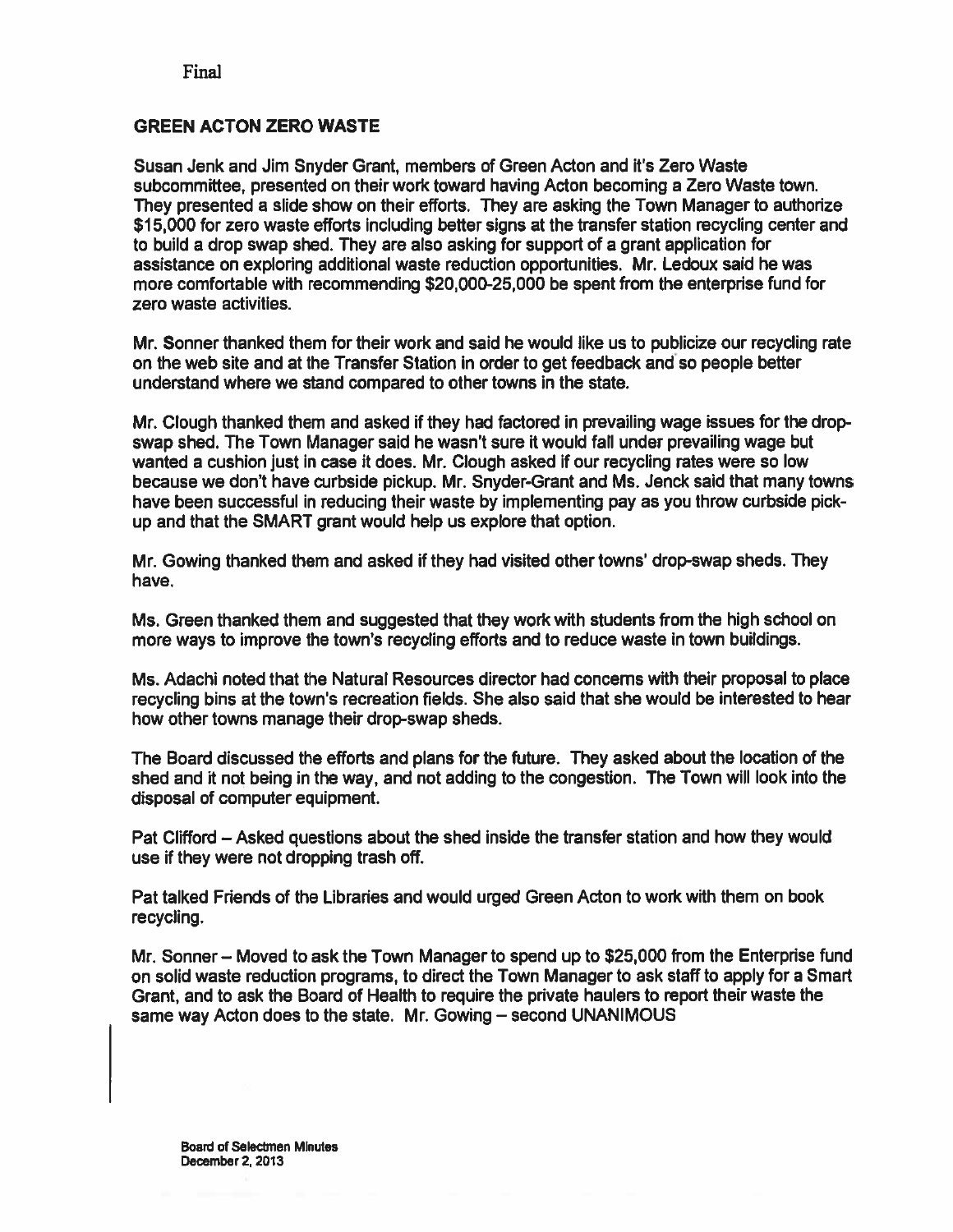Final

## GREEN ACTON ZERO WASTE

Susan Jenk and Jim Snyder Grant, members of Green Acton and it's Zero Waste subcommittee, presented on their work toward having Acton becoming a Zero Waste town. They presented a slide show on their efforts. They are asking the Town Manager to authorize $15,000 for zero waste efforts including better signs at the transfer station recycling center and to build a drop swap shed. They are also asking for support of a grant application for assistance on exploring additional waste reduction opportunities. Mr. Ledoux said he was more comfortable with recommending $20,000-25,000 be spent from the enterprise fund for zero waste activities.

Mr. Sonner thanked them for their work and said he would like us to publicize our recycling rate on the web site and at the Transfer Station in order to get feedback and so people better understand where we stand compared to other towns in the state.

Mr. Clough thanked them and asked if they had factored in prevailing wage issues for the drop-swap shed. The Town Manager said he wasn't sure it would fall under prevailing wage but wanted a cushion just in case it does. Mr. Clough asked if our recycling rates were so low because we don't have curbside pickup. Mr. Snyder-Grant and Ms. Jenck said that many towns have been successful in reducing their waste by implementing pay as you throw curbside pick-up and that the SMART grant would help us explore that option.

Mr. Gowing thanked them and asked if they had visited other towns' drop-swap sheds. They have.

Ms. Green thanked them and suggested that they work with students from the high school on more ways to improve the town's recycling efforts and to reduce waste in town buildings.

Ms. Adachi noted that the Natural Resources director had concerns with their proposal to place recycling bins at the town's recreation fields. She also said that she would be interested to hear how other towns manage their drop-swap sheds.

The Board discussed the efforts and plans for the future. They asked about the location of the shed and it not being in the way, and not adding to the congestion. The Town will look into the disposal of computer equipment.

Pat Clifford – Asked questions about the shed inside the transfer station and how they would use if they were not dropping trash off.

Pat talked Friends of the Libraries and would urged Green Acton to work with them on book recycling.

Mr. Sonner – Moved to ask the Town Manager to spend up to $25,000 from the Enterprise fund on solid waste reduction programs, to direct the Town Manager to ask staff to apply for a Smart Grant, and to ask the Board of Health to require the private haulers to report their waste the same way Acton does to the state. Mr. Gowing – second UNANIMOUS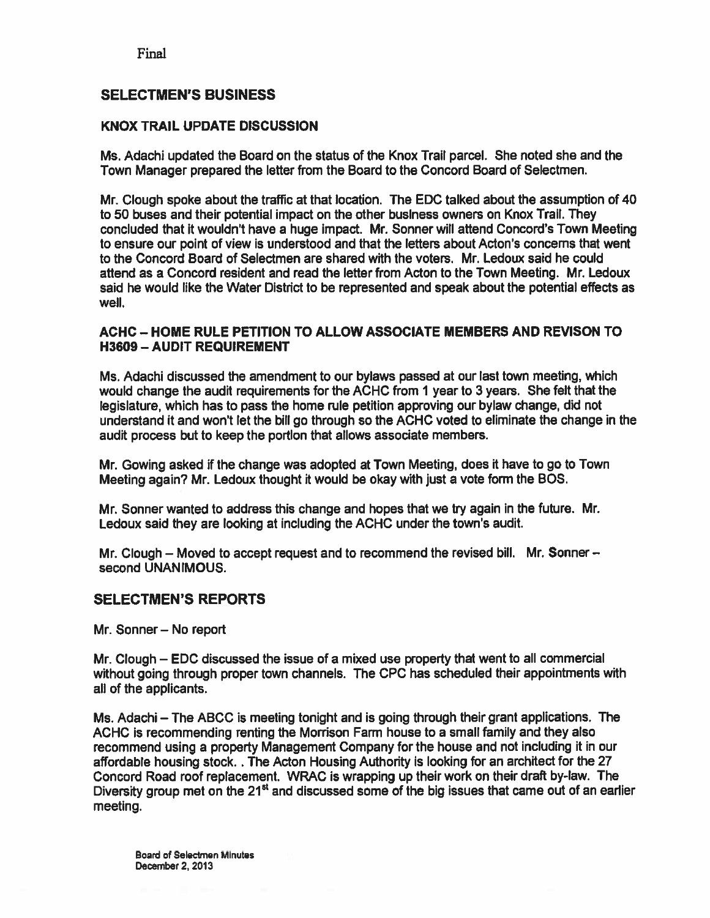Final

## SELECTMEN'S BUSINESS

### KNOX TRAIL UPDATE DISCUSSION

Ms. Adachi updated the Board on the status of the Knox Trail parcel. She noted she and the Town Manager prepared the letter from the Board to the Concord Board of Selectmen.

Mr. Clough spoke about the traffic at that location. The EDC talked about the assumption of 40 to 50 buses and their potential impact on the other business owners on Knox Trail. They concluded that it wouldn't have a huge impact. Mr. Sonner will attend Concord's Town Meeting to ensure our point of view is understood and that the letters about Acton's concerns that went to the Concord Board of Selectmen are shared with the voters. Mr. Ledoux said he could attend as a Concord resident and read the letter from Acton to the Town Meeting. Mr. Ledoux said he would like the Water District to be represented and speak about the potential effects as well.

### ACHC – HOME RULE PETITION TO ALLOW ASSOCIATE MEMBERS AND REVISON TO H3609 – AUDIT REQUIREMENT

Ms. Adachi discussed the amendment to our bylaws passed at our last town meeting, which would change the audit requirements for the ACHC from 1 year to 3 years. She felt that the legislature, which has to pass the home rule petition approving our bylaw change, did not understand it and won't let the bill go through so the ACHC voted to eliminate the change in the audit process but to keep the portion that allows associate members.

Mr. Gowing asked if the change was adopted at Town Meeting, does it have to go to Town Meeting again? Mr. Ledoux thought it would be okay with just a vote form the BOS.

Mr. Sonner wanted to address this change and hopes that we try again in the future. Mr. Ledoux said they are looking at including the ACHC under the town's audit.

Mr. Clough – Moved to accept request and to recommend the revised bill. Mr. Sonner – second UNANIMOUS.

## SELECTMEN'S REPORTS

Mr. Sonner – No report

Mr. Clough – EDC discussed the issue of a mixed use property that went to all commercial without going through proper town channels. The CPC has scheduled their appointments with all of the applicants.

Ms. Adachi – The ABCC is meeting tonight and is going through their grant applications. The ACHC is recommending renting the Morrison Farm house to a small family and they also recommend using a property Management Company for the house and not including it in our affordable housing stock. . The Acton Housing Authority is looking for an architect for the 27 Concord Road roof replacement. WRAC is wrapping up their work on their draft by-law. The Diversity group met on the 21st and discussed some of the big issues that came out of an earlier meeting.

Board of Selectmen Minutes
December 2, 2013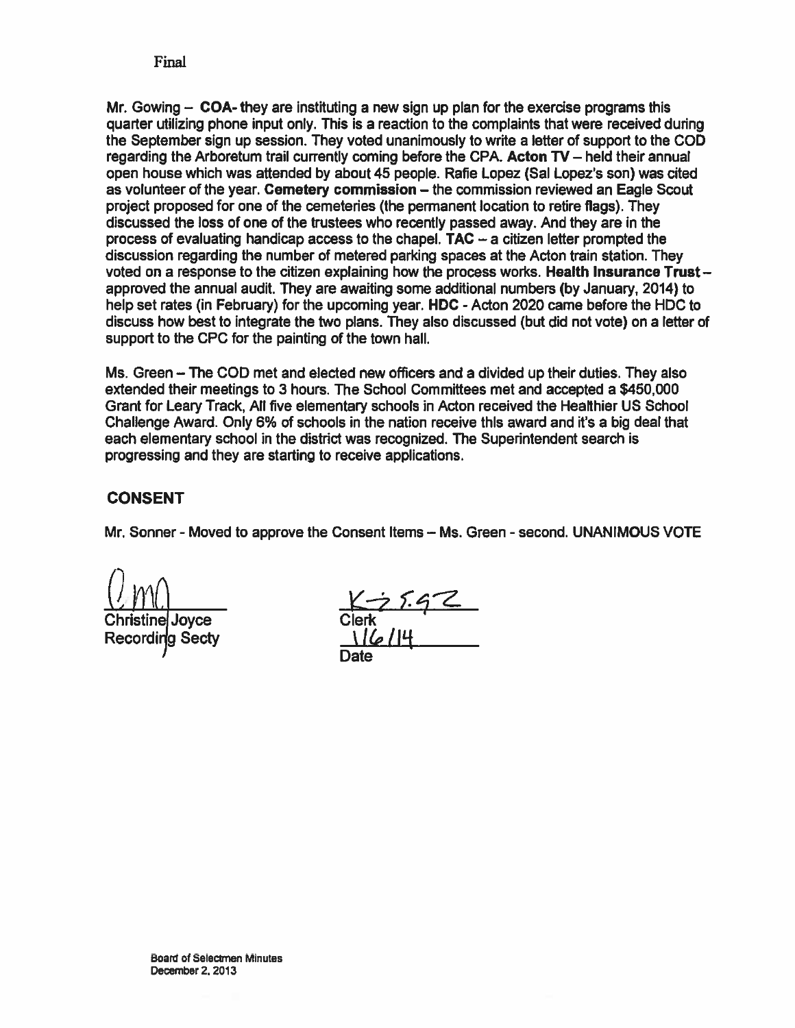Final

Mr. Gowing – **COA**- they are instituting a new sign up plan for the exercise programs this quarter utilizing phone input only. This is a reaction to the complaints that were received during the September sign up session. They voted unanimously to write a letter of support to the COD regarding the Arboretum trail currently coming before the CPA. **Acton TV** – held their annual open house which was attended by about 45 people. Rafie Lopez (Sal Lopez's son) was cited as volunteer of the year. **Cemetery commission** – the commission reviewed an Eagle Scout project proposed for one of the cemeteries (the permanent location to retire flags). They discussed the loss of one of the trustees who recently passed away. And they are in the process of evaluating handicap access to the chapel. **TAC** – a citizen letter prompted the discussion regarding the number of metered parking spaces at the Acton train station. They voted on a response to the citizen explaining how the process works. **Health Insurance Trust** – approved the annual audit. They are awaiting some additional numbers (by January, 2014) to help set rates (in February) for the upcoming year. **HDC** - Acton 2020 came before the HDC to discuss how best to integrate the two plans. They also discussed (but did not vote) on a letter of support to the CPC for the painting of the town hall.

Ms. Green – The COD met and elected new officers and a divided up their duties. They also extended their meetings to 3 hours. The School Committees met and accepted a $450,000 Grant for Leary Track, All five elementary schools in Acton received the Healthier US School Challenge Award. Only 6% of schools in the nation receive this award and it's a big deal that each elementary school in the district was recognized. The Superintendent search is progressing and they are starting to receive applications.

## CONSENT

Mr. Sonner - Moved to approve the Consent Items – Ms. Green - second. UNANIMOUS VOTE

Christine Joyce
Recording Secty

Clerk

1/6/14
Date

Board of Selectmen Minutes
December 2, 2013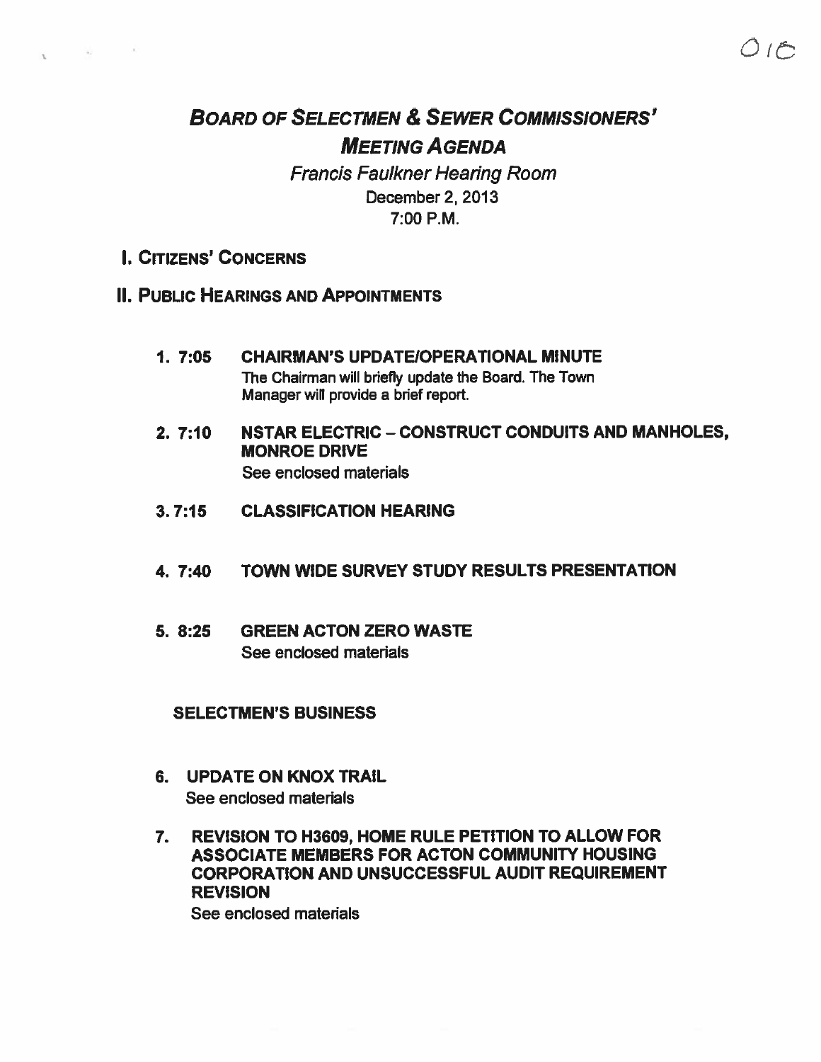# *BOARD OF SELECTMEN & SEWER COMMISSIONERS' MEETING AGENDA*

*Francis Faulkner Hearing Room*

December 2, 2013

7:00 P.M.

## I. CITIZENS' CONCERNS

## II. PUBLIC HEARINGS AND APPOINTMENTS

1. 7:05 **CHAIRMAN'S UPDATE/OPERATIONAL MINUTE**
   The Chairman will briefly update the Board. The Town Manager will provide a brief report.

2. 7:10 **NSTAR ELECTRIC – CONSTRUCT CONDUITS AND MANHOLES, MONROE DRIVE**
   See enclosed materials

3. 7:15 **CLASSIFICATION HEARING**

4. 7:40 **TOWN WIDE SURVEY STUDY RESULTS PRESENTATION**

5. 8:25 **GREEN ACTON ZERO WASTE**
   See enclosed materials

### SELECTMEN'S BUSINESS

6. **UPDATE ON KNOX TRAIL**
   See enclosed materials

7. **REVISION TO H3609, HOME RULE PETITION TO ALLOW FOR ASSOCIATE MEMBERS FOR ACTON COMMUNITY HOUSING CORPORATION AND UNSUCCESSFUL AUDIT REQUIREMENT REVISION**
   See enclosed materials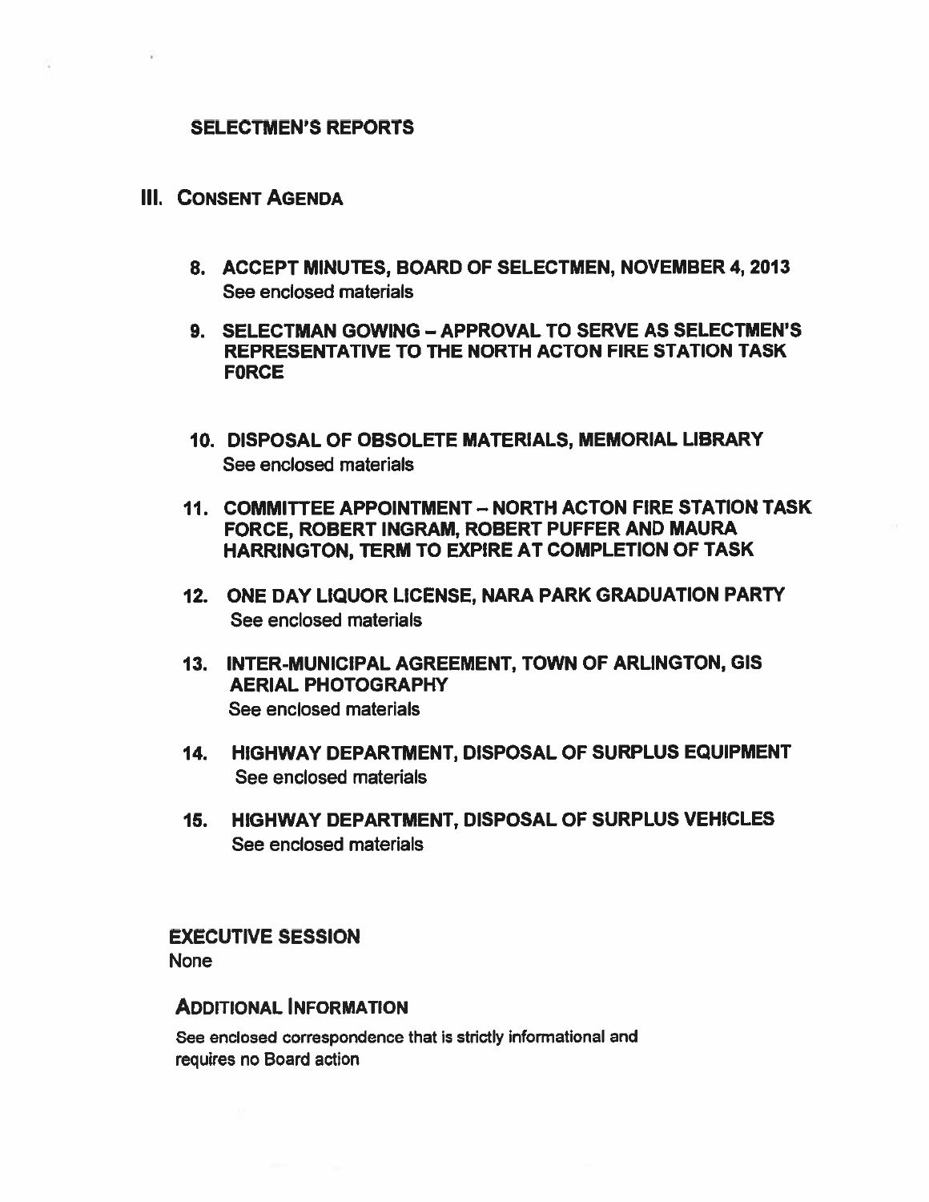## SELECTMEN'S REPORTS

## III. Consent Agenda

8. **ACCEPT MINUTES, BOARD OF SELECTMEN, NOVEMBER 4, 2013**
   See enclosed materials

9. **SELECTMAN GOWING – APPROVAL TO SERVE AS SELECTMEN'S REPRESENTATIVE TO THE NORTH ACTON FIRE STATION TASK FORCE**

10. **DISPOSAL OF OBSOLETE MATERIALS, MEMORIAL LIBRARY**
    See enclosed materials

11. **COMMITTEE APPOINTMENT – NORTH ACTON FIRE STATION TASK FORCE, ROBERT INGRAM, ROBERT PUFFER AND MAURA HARRINGTON, TERM TO EXPIRE AT COMPLETION OF TASK**

12. **ONE DAY LIQUOR LICENSE, NARA PARK GRADUATION PARTY**
    See enclosed materials

13. **INTER-MUNICIPAL AGREEMENT, TOWN OF ARLINGTON, GIS AERIAL PHOTOGRAPHY**
    See enclosed materials

14. **HIGHWAY DEPARTMENT, DISPOSAL OF SURPLUS EQUIPMENT**
    See enclosed materials

15. **HIGHWAY DEPARTMENT, DISPOSAL OF SURPLUS VEHICLES**
    See enclosed materials

## EXECUTIVE SESSION

None

## Additional Information

See enclosed correspondence that is strictly informational and requires no Board action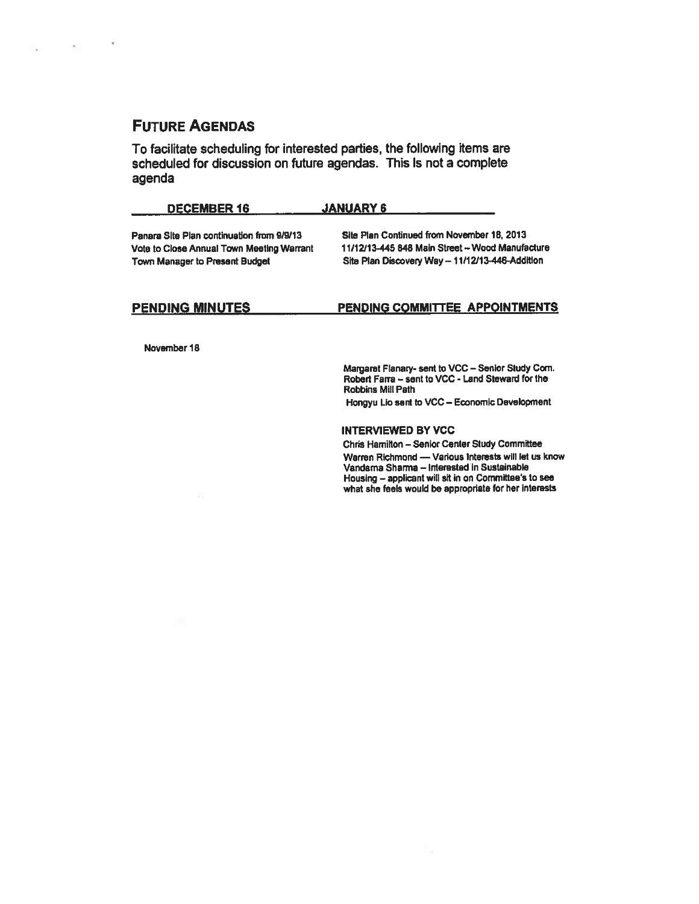## FUTURE AGENDAS

To facilitate scheduling for interested parties, the following items are scheduled for discussion on future agendas. This is not a complete agenda

| DECEMBER 16 | JANUARY 6 |
|---|---|
| Panara Site Plan continuation from 9/9/13 | Site Plan Continued from November 18, 2013 |
| Vote to Close Annual Town Meeting Warrant | 11/12/13-445 848 Main Street – Wood Manufacture |
| Town Manager to Present Budget | Site Plan Discovery Way – 11/12/13-446-Addition |

| PENDING MINUTES | PENDING COMMITTEE APPOINTMENTS |
|---|---|
| November 18 | |
| | Margaret Flanary- sent to VCC – Senior Study Com. |
| | Robert Farra – sent to VCC - Land Steward for the Robbins Mill Path |
| | Hongyu Lio sent to VCC – Economic Development |
| | **INTERVIEWED BY VCC** |
| | Chris Hamilton – Senior Center Study Committee |
| | Warren Richmond — Various Interests will let us know |
| | Vandama Sharma – Interested in Sustainable Housing – applicant will sit in on Committee's to see what she feels would be appropriate for her interests |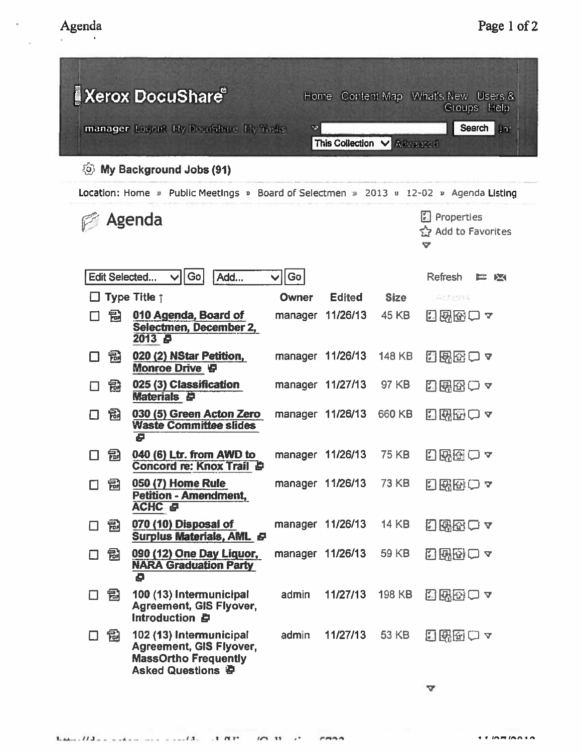Xerox DocuShare

Home Content Map What's New Users & Groups Help

manager Logout My DocuShare My Tasks

Search In: This Collection Advanced

My Background Jobs (91)

Location: Home » Public Meetings » Board of Selectmen » 2013 » 12-02 » Agenda Listing

# Agenda

Properties

Add to Favorites

Edit Selected... Go Add... Go Refresh

| Type | Title ↑ | Owner | Edited | Size | Actions |
|---|---|---|---|---|---|
| | 010 Agenda, Board of Selectmen, December 2, 2013 | manager | 11/26/13 | 45 KB | |
| | 020 (2) NStar Petition, Monroe Drive | manager | 11/26/13 | 148 KB | |
| | 025 (3) Classification Materials | manager | 11/27/13 | 97 KB | |
| | 030 (5) Green Acton Zero Waste Committee slides | manager | 11/26/13 | 660 KB | |
| | 040 (6) Ltr. from AWD to Concord re: Knox Trail | manager | 11/26/13 | 75 KB | |
| | 050 (7) Home Rule Petition - Amendment, ACHC | manager | 11/26/13 | 73 KB | |
| | 070 (10) Disposal of Surplus Materials, AML | manager | 11/26/13 | 14 KB | |
| | 090 (12) One Day Liquor, NARA Graduation Party | manager | 11/26/13 | 59 KB | |
| | 100 (13) Intermunicipal Agreement, GIS Flyover, Introduction | admin | 11/27/13 | 198 KB | |
| | 102 (13) Intermunicipal Agreement, GIS Flyover, MassOrtho Frequently Asked Questions | admin | 11/27/13 | 53 KB | |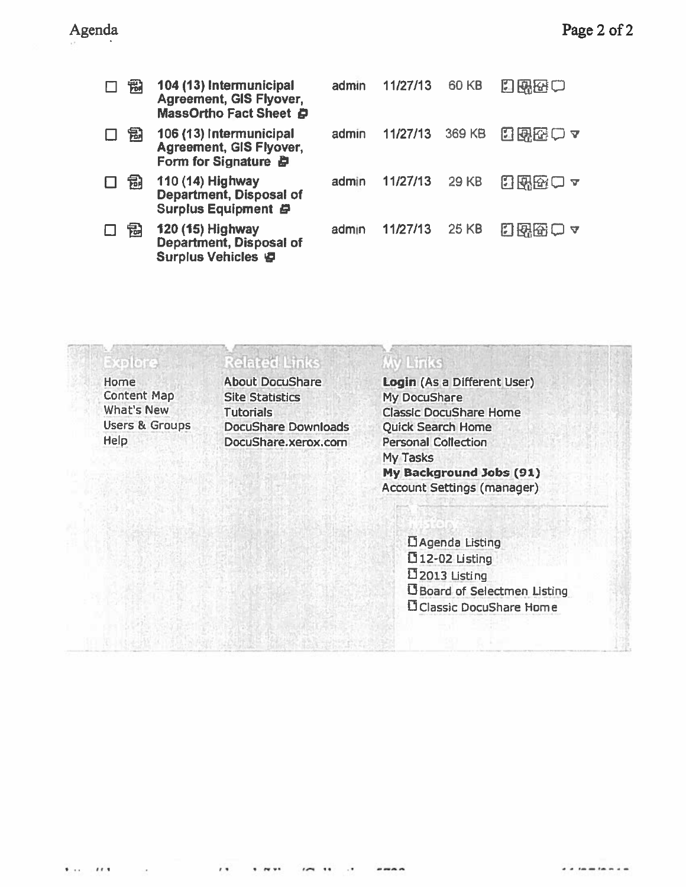| | | | | |
|---|---|---|---|---|
| 104 (13) Intermunicipal Agreement, GIS Flyover, MassOrtho Fact Sheet | admin | 11/27/13 | 60 KB | |
| 106 (13) Intermunicipal Agreement, GIS Flyover, Form for Signature | admin | 11/27/13 | 369 KB | |
| 110 (14) Highway Department, Disposal of Surplus Equipment | admin | 11/27/13 | 29 KB | |
| 120 (15) Highway Department, Disposal of Surplus Vehicles | admin | 11/27/13 | 25 KB | |

**Explore**

- Home
- Content Map
- What's New
- Users & Groups
- Help

**Related Links**

- About DocuShare
- Site Statistics
- Tutorials
- DocuShare Downloads
- DocuShare.xerox.com

**My Links**

- **Login** (As a Different User)
- My DocuShare
- Classic DocuShare Home
- Quick Search Home
- Personal Collection
- My Tasks
- **My Background Jobs (91)**
- Account Settings (manager)

**History**

- Agenda Listing
- 12-02 Listing
- 2013 Listing
- Board of Selectmen Listing
- Classic DocuShare Home